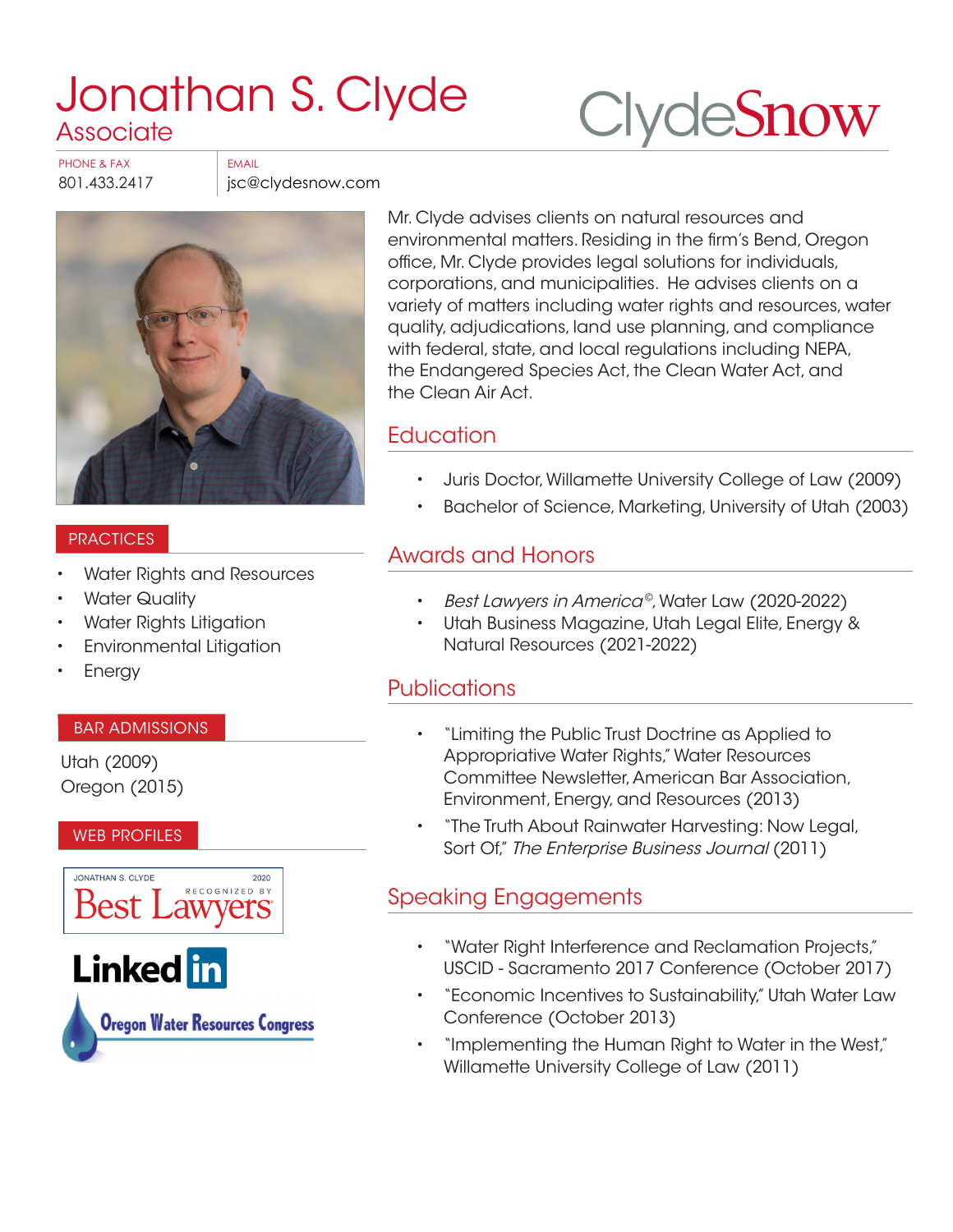# Jonathan S. Clyde

Associate

ClydeSnow

PHONE & FAX
801.433.2417

EMAIL
jsc@clydesnow.com

Mr. Clyde advises clients on natural resources and environmental matters. Residing in the firm's Bend, Oregon office, Mr. Clyde provides legal solutions for individuals, corporations, and municipalities. He advises clients on a variety of matters including water rights and resources, water quality, adjudications, land use planning, and compliance with federal, state, and local regulations including NEPA, the Endangered Species Act, the Clean Water Act, and the Clean Air Act.

## PRACTICES

- Water Rights and Resources
- Water Quality
- Water Rights Litigation
- Environmental Litigation
- Energy

## BAR ADMISSIONS

Utah (2009)
Oregon (2015)

## WEB PROFILES

JONATHAN S. CLYDE 2020 Best Lawyers RECOGNIZED BY

LinkedIn

Oregon Water Resources Congress

## Education

- Juris Doctor, Willamette University College of Law (2009)
- Bachelor of Science, Marketing, University of Utah (2003)

## Awards and Honors

- *Best Lawyers in America*©, Water Law (2020-2022)
- Utah Business Magazine, Utah Legal Elite, Energy & Natural Resources (2021-2022)

## Publications

- "Limiting the Public Trust Doctrine as Applied to Appropriative Water Rights," Water Resources Committee Newsletter, American Bar Association, Environment, Energy, and Resources (2013)
- "The Truth About Rainwater Harvesting: Now Legal, Sort Of," *The Enterprise Business Journal* (2011)

## Speaking Engagements

- "Water Right Interference and Reclamation Projects," USCID - Sacramento 2017 Conference (October 2017)
- "Economic Incentives to Sustainability," Utah Water Law Conference (October 2013)
- "Implementing the Human Right to Water in the West," Willamette University College of Law (2011)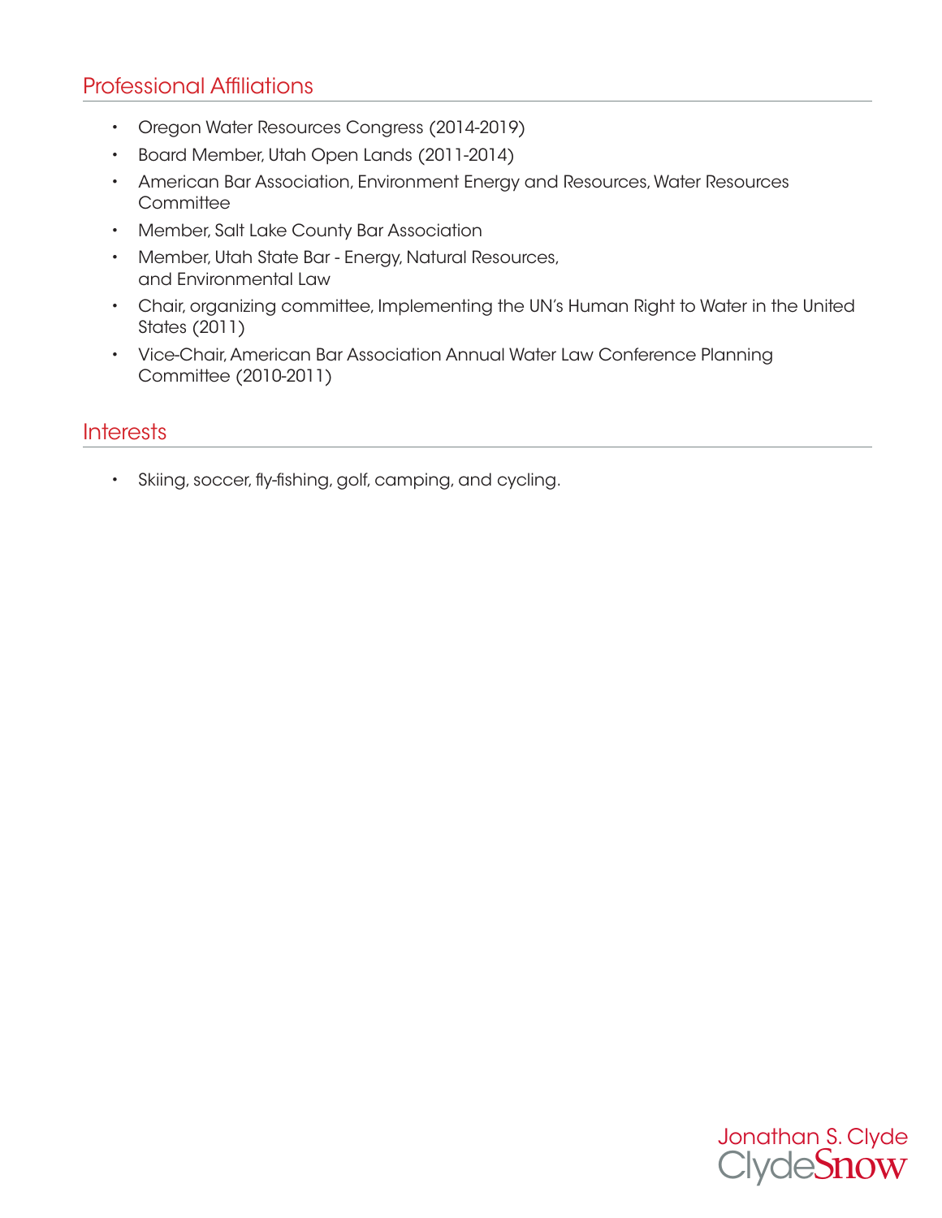## Professional Affiliations

- Oregon Water Resources Congress (2014-2019)
- Board Member, Utah Open Lands (2011-2014)
- American Bar Association, Environment Energy and Resources, Water Resources Committee
- Member, Salt Lake County Bar Association
- Member, Utah State Bar - Energy, Natural Resources, and Environmental Law
- Chair, organizing committee, Implementing the UN's Human Right to Water in the United States (2011)
- Vice-Chair, American Bar Association Annual Water Law Conference Planning Committee (2010-2011)

## Interests

- Skiing, soccer, fly-fishing, golf, camping, and cycling.